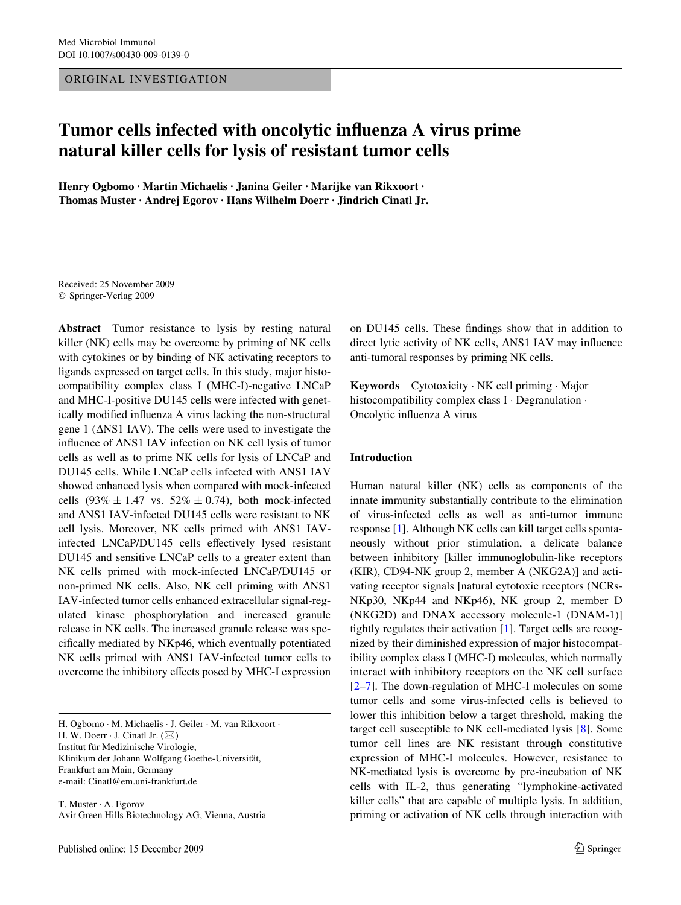ORIGINAL INVESTIGATION

# Tumor cells infected with oncolytic influenza A virus prime natural killer cells for lysis of resistant tumor cells

**Henry Ogbomo · Martin Michaelis · Janina Geiler · Marijke van Rikxoort · Thomas Muster · Andrej Egorov · Hans Wilhelm Doerr · Jindrich Cinatl Jr.**

Received: 25 November 2009
© Springer-Verlag 2009

**Abstract** Tumor resistance to lysis by resting natural killer (NK) cells may be overcome by priming of NK cells with cytokines or by binding of NK activating receptors to ligands expressed on target cells. In this study, major histocompatibility complex class I (MHC-I)-negative LNCaP and MHC-I-positive DU145 cells were infected with genetically modified influenza A virus lacking the non-structural gene 1 (ΔNS1 IAV). The cells were used to investigate the influence of ΔNS1 IAV infection on NK cell lysis of tumor cells as well as to prime NK cells for lysis of LNCaP and DU145 cells. While LNCaP cells infected with ΔNS1 IAV showed enhanced lysis when compared with mock-infected cells (93% ± 1.47 vs. 52% ± 0.74), both mock-infected and ΔNS1 IAV-infected DU145 cells were resistant to NK cell lysis. Moreover, NK cells primed with ΔNS1 IAV-infected LNCaP/DU145 cells effectively lysed resistant DU145 and sensitive LNCaP cells to a greater extent than NK cells primed with mock-infected LNCaP/DU145 or non-primed NK cells. Also, NK cell priming with ΔNS1 IAV-infected tumor cells enhanced extracellular signal-regulated kinase phosphorylation and increased granule release in NK cells. The increased granule release was specifically mediated by NKp46, which eventually potentiated NK cells primed with ΔNS1 IAV-infected tumor cells to overcome the inhibitory effects posed by MHC-I expression on DU145 cells. These findings show that in addition to direct lytic activity of NK cells, ΔNS1 IAV may influence anti-tumoral responses by priming NK cells.

**Keywords** Cytotoxicity · NK cell priming · Major histocompatibility complex class I · Degranulation · Oncolytic influenza A virus

H. Ogbomo · M. Michaelis · J. Geiler · M. van Rikxoort · H. W. Doerr · J. Cinatl Jr. (✉)
Institut für Medizinische Virologie,
Klinikum der Johann Wolfgang Goethe-Universität,
Frankfurt am Main, Germany
e-mail: Cinatl@em.uni-frankfurt.de

T. Muster · A. Egorov
Avir Green Hills Biotechnology AG, Vienna, Austria

## Introduction

Human natural killer (NK) cells as components of the innate immunity substantially contribute to the elimination of virus-infected cells as well as anti-tumor immune response [1]. Although NK cells can kill target cells spontaneously without prior stimulation, a delicate balance between inhibitory [killer immunoglobulin-like receptors (KIR), CD94-NK group 2, member A (NKG2A)] and activating receptor signals [natural cytotoxic receptors (NCRs-NKp30, NKp44 and NKp46), NK group 2, member D (NKG2D) and DNAX accessory molecule-1 (DNAM-1)] tightly regulates their activation [1]. Target cells are recognized by their diminished expression of major histocompatibility complex class I (MHC-I) molecules, which normally interact with inhibitory receptors on the NK cell surface [2–7]. The down-regulation of MHC-I molecules on some tumor cells and some virus-infected cells is believed to lower this inhibition below a target threshold, making the target cell susceptible to NK cell-mediated lysis [8]. Some tumor cell lines are NK resistant through constitutive expression of MHC-I molecules. However, resistance to NK-mediated lysis is overcome by pre-incubation of NK cells with IL-2, thus generating "lymphokine-activated killer cells" that are capable of multiple lysis. In addition, priming or activation of NK cells through interaction with

Published online: 15 December 2009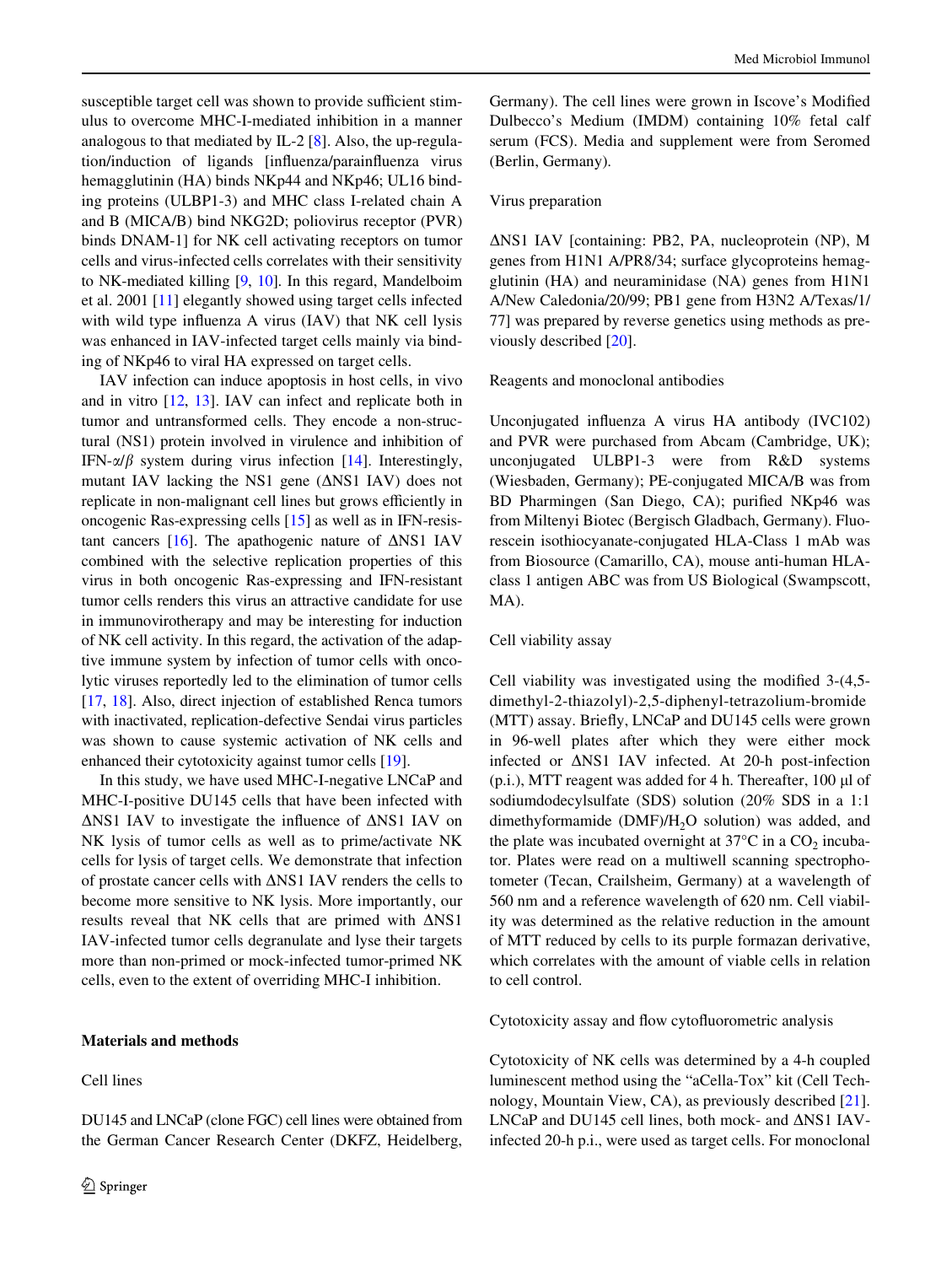susceptible target cell was shown to provide sufficient stimulus to overcome MHC-I-mediated inhibition in a manner analogous to that mediated by IL-2 [8]. Also, the up-regulation/induction of ligands [influenza/parainfluenza virus hemagglutinin (HA) binds NKp44 and NKp46; UL16 binding proteins (ULBP1-3) and MHC class I-related chain A and B (MICA/B) bind NKG2D; poliovirus receptor (PVR) binds DNAM-1] for NK cell activating receptors on tumor cells and virus-infected cells correlates with their sensitivity to NK-mediated killing [9, 10]. In this regard, Mandelboim et al. 2001 [11] elegantly showed using target cells infected with wild type influenza A virus (IAV) that NK cell lysis was enhanced in IAV-infected target cells mainly via binding of NKp46 to viral HA expressed on target cells.

IAV infection can induce apoptosis in host cells, in vivo and in vitro [12, 13]. IAV can infect and replicate both in tumor and untransformed cells. They encode a non-structural (NS1) protein involved in virulence and inhibition of IFN-$\alpha/\beta$ system during virus infection [14]. Interestingly, mutant IAV lacking the NS1 gene (ΔNS1 IAV) does not replicate in non-malignant cell lines but grows efficiently in oncogenic Ras-expressing cells [15] as well as in IFN-resistant cancers [16]. The apathogenic nature of ΔNS1 IAV combined with the selective replication properties of this virus in both oncogenic Ras-expressing and IFN-resistant tumor cells renders this virus an attractive candidate for use in immunovirotherapy and may be interesting for induction of NK cell activity. In this regard, the activation of the adaptive immune system by infection of tumor cells with oncolytic viruses reportedly led to the elimination of tumor cells [17, 18]. Also, direct injection of established Renca tumors with inactivated, replication-defective Sendai virus particles was shown to cause systemic activation of NK cells and enhanced their cytotoxicity against tumor cells [19].

In this study, we have used MHC-I-negative LNCaP and MHC-I-positive DU145 cells that have been infected with ΔNS1 IAV to investigate the influence of ΔNS1 IAV on NK lysis of tumor cells as well as to prime/activate NK cells for lysis of target cells. We demonstrate that infection of prostate cancer cells with ΔNS1 IAV renders the cells to become more sensitive to NK lysis. More importantly, our results reveal that NK cells that are primed with ΔNS1 IAV-infected tumor cells degranulate and lyse their targets more than non-primed or mock-infected tumor-primed NK cells, even to the extent of overriding MHC-I inhibition.

## Materials and methods

### Cell lines

DU145 and LNCaP (clone FGC) cell lines were obtained from the German Cancer Research Center (DKFZ, Heidelberg, Germany). The cell lines were grown in Iscove's Modified Dulbecco's Medium (IMDM) containing 10% fetal calf serum (FCS). Media and supplement were from Seromed (Berlin, Germany).

### Virus preparation

ΔNS1 IAV [containing: PB2, PA, nucleoprotein (NP), M genes from H1N1 A/PR8/34; surface glycoproteins hemagglutinin (HA) and neuraminidase (NA) genes from H1N1 A/New Caledonia/20/99; PB1 gene from H3N2 A/Texas/1/77] was prepared by reverse genetics using methods as previously described [20].

### Reagents and monoclonal antibodies

Unconjugated influenza A virus HA antibody (IVC102) and PVR were purchased from Abcam (Cambridge, UK); unconjugated ULBP1-3 were from R&D systems (Wiesbaden, Germany); PE-conjugated MICA/B was from BD Pharmingen (San Diego, CA); purified NKp46 was from Miltenyi Biotec (Bergisch Gladbach, Germany). Fluorescein isothiocyanate-conjugated HLA-Class 1 mAb was from Biosource (Camarillo, CA), mouse anti-human HLA-class 1 antigen ABC was from US Biological (Swampscott, MA).

### Cell viability assay

Cell viability was investigated using the modified 3-(4,5-dimethyl-2-thiazolyl)-2,5-diphenyl-tetrazolium-bromide (MTT) assay. Briefly, LNCaP and DU145 cells were grown in 96-well plates after which they were either mock infected or ΔNS1 IAV infected. At 20-h post-infection (p.i.), MTT reagent was added for 4 h. Thereafter, 100 µl of sodiumdodecylsulfate (SDS) solution (20% SDS in a 1:1 dimethyformamide (DMF)/$H_2O$ solution) was added, and the plate was incubated overnight at 37°C in a $CO_2$ incubator. Plates were read on a multiwell scanning spectrophotometer (Tecan, Crailsheim, Germany) at a wavelength of 560 nm and a reference wavelength of 620 nm. Cell viability was determined as the relative reduction in the amount of MTT reduced by cells to its purple formazan derivative, which correlates with the amount of viable cells in relation to cell control.

### Cytotoxicity assay and flow cytofluorometric analysis

Cytotoxicity of NK cells was determined by a 4-h coupled luminescent method using the "aCella-Tox" kit (Cell Technology, Mountain View, CA), as previously described [21]. LNCaP and DU145 cell lines, both mock- and ΔNS1 IAV-infected 20-h p.i., were used as target cells. For monoclonal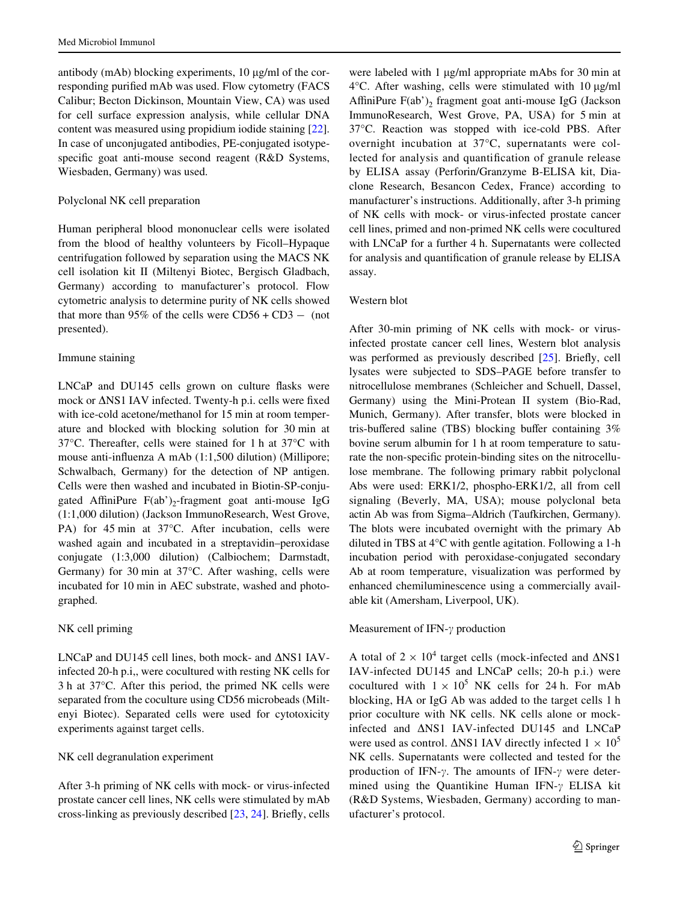antibody (mAb) blocking experiments, 10 µg/ml of the corresponding purified mAb was used. Flow cytometry (FACS Calibur; Becton Dickinson, Mountain View, CA) was used for cell surface expression analysis, while cellular DNA content was measured using propidium iodide staining [22]. In case of unconjugated antibodies, PE-conjugated isotype-specific goat anti-mouse second reagent (R&D Systems, Wiesbaden, Germany) was used.

### Polyclonal NK cell preparation

Human peripheral blood mononuclear cells were isolated from the blood of healthy volunteers by Ficoll–Hypaque centrifugation followed by separation using the MACS NK cell isolation kit II (Miltenyi Biotec, Bergisch Gladbach, Germany) according to manufacturer's protocol. Flow cytometric analysis to determine purity of NK cells showed that more than 95% of the cells were CD56 + CD3 − (not presented).

### Immune staining

LNCaP and DU145 cells grown on culture flasks were mock or ΔNS1 IAV infected. Twenty-h p.i. cells were fixed with ice-cold acetone/methanol for 15 min at room temperature and blocked with blocking solution for 30 min at 37°C. Thereafter, cells were stained for 1 h at 37°C with mouse anti-influenza A mAb (1:1,500 dilution) (Millipore; Schwalbach, Germany) for the detection of NP antigen. Cells were then washed and incubated in Biotin-SP-conjugated AffiniPure $F(ab')_2$-fragment goat anti-mouse IgG (1:1,000 dilution) (Jackson ImmunoResearch, West Grove, PA) for 45 min at 37°C. After incubation, cells were washed again and incubated in a streptavidin–peroxidase conjugate (1:3,000 dilution) (Calbiochem; Darmstadt, Germany) for 30 min at 37°C. After washing, cells were incubated for 10 min in AEC substrate, washed and photographed.

### NK cell priming

LNCaP and DU145 cell lines, both mock- and ΔNS1 IAV-infected 20-h p.i,, were cocultured with resting NK cells for 3 h at 37°C. After this period, the primed NK cells were separated from the coculture using CD56 microbeads (Miltenyi Biotec). Separated cells were used for cytotoxicity experiments against target cells.

### NK cell degranulation experiment

After 3-h priming of NK cells with mock- or virus-infected prostate cancer cell lines, NK cells were stimulated by mAb cross-linking as previously described [23, 24]. Briefly, cells were labeled with 1 µg/ml appropriate mAbs for 30 min at 4°C. After washing, cells were stimulated with 10 µg/ml AffiniPure $F(ab')_2$ fragment goat anti-mouse IgG (Jackson ImmunoResearch, West Grove, PA, USA) for 5 min at 37°C. Reaction was stopped with ice-cold PBS. After overnight incubation at 37°C, supernatants were collected for analysis and quantification of granule release by ELISA assay (Perforin/Granzyme B-ELISA kit, Diaclone Research, Besancon Cedex, France) according to manufacturer's instructions. Additionally, after 3-h priming of NK cells with mock- or virus-infected prostate cancer cell lines, primed and non-primed NK cells were cocultured with LNCaP for a further 4 h. Supernatants were collected for analysis and quantification of granule release by ELISA assay.

### Western blot

After 30-min priming of NK cells with mock- or virus-infected prostate cancer cell lines, Western blot analysis was performed as previously described [25]. Briefly, cell lysates were subjected to SDS–PAGE before transfer to nitrocellulose membranes (Schleicher and Schuell, Dassel, Germany) using the Mini-Protean II system (Bio-Rad, Munich, Germany). After transfer, blots were blocked in tris-buffered saline (TBS) blocking buffer containing 3% bovine serum albumin for 1 h at room temperature to saturate the non-specific protein-binding sites on the nitrocellulose membrane. The following primary rabbit polyclonal Abs were used: ERK1/2, phospho-ERK1/2, all from cell signaling (Beverly, MA, USA); mouse polyclonal beta actin Ab was from Sigma–Aldrich (Taufkirchen, Germany). The blots were incubated overnight with the primary Ab diluted in TBS at 4°C with gentle agitation. Following a 1-h incubation period with peroxidase-conjugated secondary Ab at room temperature, visualization was performed by enhanced chemiluminescence using a commercially available kit (Amersham, Liverpool, UK).

### Measurement of IFN-$\gamma$ production

A total of $2 \times 10^4$ target cells (mock-infected and ΔNS1 IAV-infected DU145 and LNCaP cells; 20-h p.i.) were cocultured with $1 \times 10^5$ NK cells for 24 h. For mAb blocking, HA or IgG Ab was added to the target cells 1 h prior coculture with NK cells. NK cells alone or mock-infected and ΔNS1 IAV-infected DU145 and LNCaP were used as control. ΔNS1 IAV directly infected $1 \times 10^5$ NK cells. Supernatants were collected and tested for the production of IFN-$\gamma$. The amounts of IFN-$\gamma$ were determined using the Quantikine Human IFN-$\gamma$ ELISA kit (R&D Systems, Wiesbaden, Germany) according to manufacturer's protocol.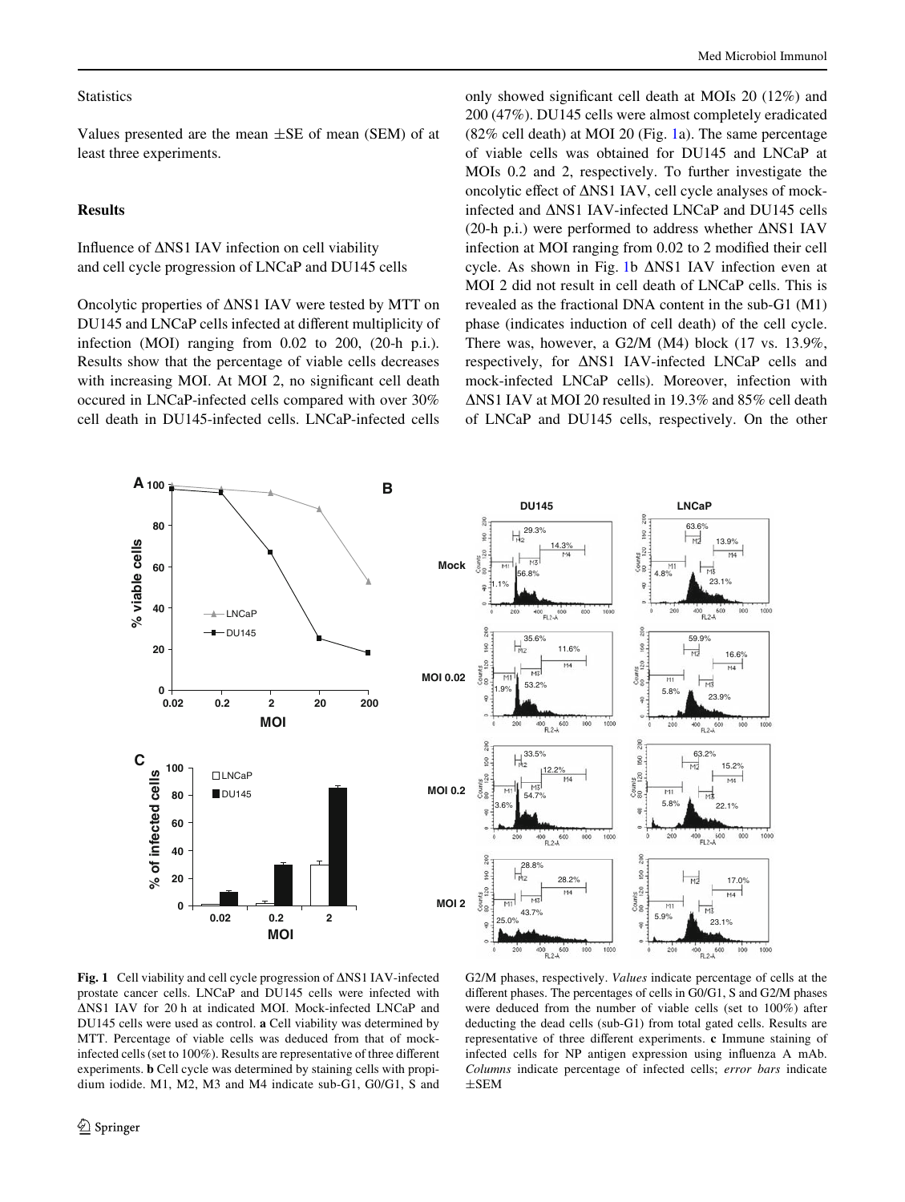Statistics

Values presented are the mean ±SE of mean (SEM) of at least three experiments.

## Results

### Influence of ΔNS1 IAV infection on cell viability and cell cycle progression of LNCaP and DU145 cells

Oncolytic properties of ΔNS1 IAV were tested by MTT on DU145 and LNCaP cells infected at different multiplicity of infection (MOI) ranging from 0.02 to 200, (20-h p.i.). Results show that the percentage of viable cells decreases with increasing MOI. At MOI 2, no significant cell death occured in LNCaP-infected cells compared with over 30% cell death in DU145-infected cells. LNCaP-infected cells only showed significant cell death at MOIs 20 (12%) and 200 (47%). DU145 cells were almost completely eradicated (82% cell death) at MOI 20 (Fig. 1a). The same percentage of viable cells was obtained for DU145 and LNCaP at MOIs 0.2 and 2, respectively. To further investigate the oncolytic effect of ΔNS1 IAV, cell cycle analyses of mock-infected and ΔNS1 IAV-infected LNCaP and DU145 cells (20-h p.i.) were performed to address whether ΔNS1 IAV infection at MOI ranging from 0.02 to 2 modified their cell cycle. As shown in Fig. 1b ΔNS1 IAV infection even at MOI 2 did not result in cell death of LNCaP cells. This is revealed as the fractional DNA content in the sub-G1 (M1) phase (indicates induction of cell death) of the cell cycle. There was, however, a G2/M (M4) block (17 vs. 13.9%, respectively, for ΔNS1 IAV-infected LNCaP cells and mock-infected LNCaP cells). Moreover, infection with ΔNS1 IAV at MOI 20 resulted in 19.3% and 85% cell death of LNCaP and DU145 cells, respectively. On the other

**Fig. 1** Cell viability and cell cycle progression of ΔNS1 IAV-infected prostate cancer cells. LNCaP and DU145 cells were infected with ΔNS1 IAV for 20 h at indicated MOI. Mock-infected LNCaP and DU145 cells were used as control. **a** Cell viability was determined by MTT. Percentage of viable cells was deduced from that of mock-infected cells (set to 100%). Results are representative of three different experiments. **b** Cell cycle was determined by staining cells with propidium iodide. M1, M2, M3 and M4 indicate sub-G1, G0/G1, S and G2/M phases, respectively. *Values* indicate percentage of cells at the different phases. The percentages of cells in G0/G1, S and G2/M phases were deduced from the number of viable cells (set to 100%) after deducting the dead cells (sub-G1) from total gated cells. Results are representative of three different experiments. **c** Immune staining of infected cells for NP antigen expression using influenza A mAb. *Columns* indicate percentage of infected cells; *error bars* indicate ±SEM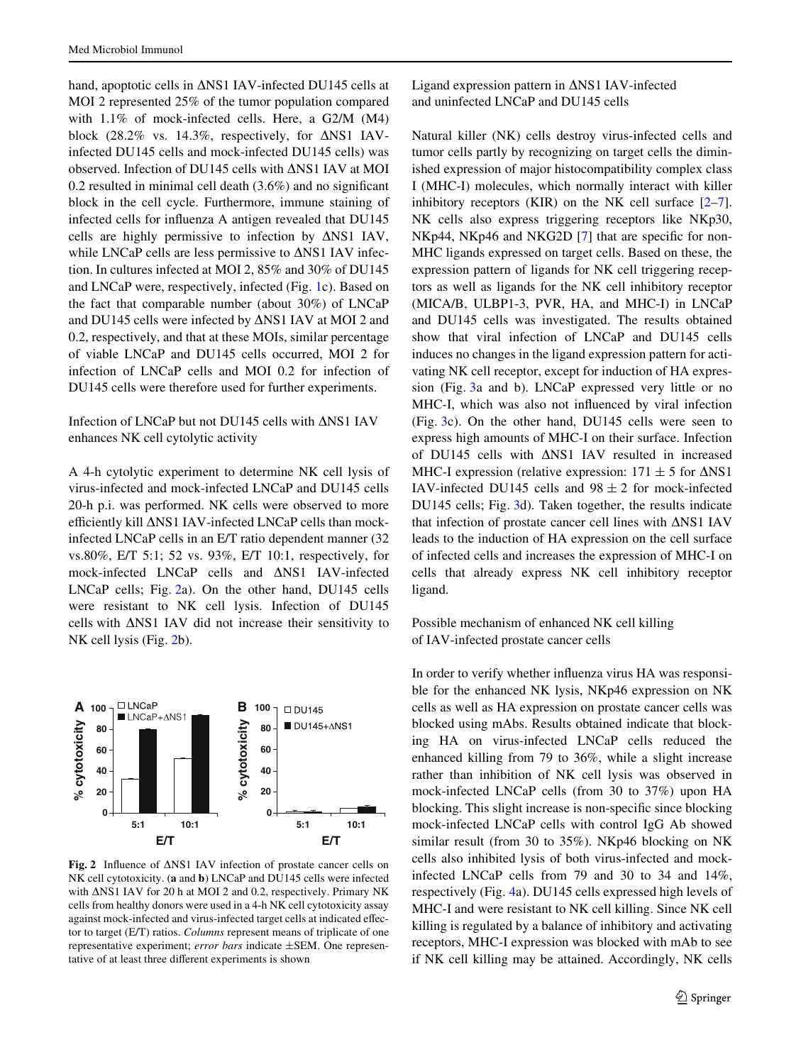hand, apoptotic cells in ΔNS1 IAV-infected DU145 cells at MOI 2 represented 25% of the tumor population compared with 1.1% of mock-infected cells. Here, a G2/M (M4) block (28.2% vs. 14.3%, respectively, for ΔNS1 IAV-infected DU145 cells and mock-infected DU145 cells) was observed. Infection of DU145 cells with ΔNS1 IAV at MOI 0.2 resulted in minimal cell death (3.6%) and no significant block in the cell cycle. Furthermore, immune staining of infected cells for influenza A antigen revealed that DU145 cells are highly permissive to infection by ΔNS1 IAV, while LNCaP cells are less permissive to ΔNS1 IAV infection. In cultures infected at MOI 2, 85% and 30% of DU145 and LNCaP were, respectively, infected (Fig. 1c). Based on the fact that comparable number (about 30%) of LNCaP and DU145 cells were infected by ΔNS1 IAV at MOI 2 and 0.2, respectively, and that at these MOIs, similar percentage of viable LNCaP and DU145 cells occurred, MOI 2 for infection of LNCaP cells and MOI 0.2 for infection of DU145 cells were therefore used for further experiments.

### Infection of LNCaP but not DU145 cells with ΔNS1 IAV enhances NK cell cytolytic activity

A 4-h cytolytic experiment to determine NK cell lysis of virus-infected and mock-infected LNCaP and DU145 cells 20-h p.i. was performed. NK cells were observed to more efficiently kill ΔNS1 IAV-infected LNCaP cells than mock-infected LNCaP cells in an E/T ratio dependent manner (32 vs.80%, E/T 5:1; 52 vs. 93%, E/T 10:1, respectively, for mock-infected LNCaP cells and ΔNS1 IAV-infected LNCaP cells; Fig. 2a). On the other hand, DU145 cells were resistant to NK cell lysis. Infection of DU145 cells with ΔNS1 IAV did not increase their sensitivity to NK cell lysis (Fig. 2b).

**Fig. 2** Influence of ΔNS1 IAV infection of prostate cancer cells on NK cell cytotoxicity. (**a** and **b**) LNCaP and DU145 cells were infected with ΔNS1 IAV for 20 h at MOI 2 and 0.2, respectively. Primary NK cells from healthy donors were used in a 4-h NK cell cytotoxicity assay against mock-infected and virus-infected target cells at indicated effector to target (E/T) ratios. *Columns* represent means of triplicate of one representative experiment; *error bars* indicate ±SEM. One representative of at least three different experiments is shown

### Ligand expression pattern in ΔNS1 IAV-infected and uninfected LNCaP and DU145 cells

Natural killer (NK) cells destroy virus-infected cells and tumor cells partly by recognizing on target cells the diminished expression of major histocompatibility complex class I (MHC-I) molecules, which normally interact with killer inhibitory receptors (KIR) on the NK cell surface [2–7]. NK cells also express triggering receptors like NKp30, NKp44, NKp46 and NKG2D [7] that are specific for non-MHC ligands expressed on target cells. Based on these, the expression pattern of ligands for NK cell triggering receptors as well as ligands for the NK cell inhibitory receptor (MICA/B, ULBP1-3, PVR, HA, and MHC-I) in LNCaP and DU145 cells was investigated. The results obtained show that viral infection of LNCaP and DU145 cells induces no changes in the ligand expression pattern for activating NK cell receptor, except for induction of HA expression (Fig. 3a and b). LNCaP expressed very little or no MHC-I, which was also not influenced by viral infection (Fig. 3c). On the other hand, DU145 cells were seen to express high amounts of MHC-I on their surface. Infection of DU145 cells with ΔNS1 IAV resulted in increased MHC-I expression (relative expression: 171 ± 5 for ΔNS1 IAV-infected DU145 cells and 98 ± 2 for mock-infected DU145 cells; Fig. 3d). Taken together, the results indicate that infection of prostate cancer cell lines with ΔNS1 IAV leads to the induction of HA expression on the cell surface of infected cells and increases the expression of MHC-I on cells that already express NK cell inhibitory receptor ligand.

### Possible mechanism of enhanced NK cell killing of IAV-infected prostate cancer cells

In order to verify whether influenza virus HA was responsible for the enhanced NK lysis, NKp46 expression on NK cells as well as HA expression on prostate cancer cells was blocked using mAbs. Results obtained indicate that blocking HA on virus-infected LNCaP cells reduced the enhanced killing from 79 to 36%, while a slight increase rather than inhibition of NK cell lysis was observed in mock-infected LNCaP cells (from 30 to 37%) upon HA blocking. This slight increase is non-specific since blocking mock-infected LNCaP cells with control IgG Ab showed similar result (from 30 to 35%). NKp46 blocking on NK cells also inhibited lysis of both virus-infected and mock-infected LNCaP cells from 79 and 30 to 34 and 14%, respectively (Fig. 4a). DU145 cells expressed high levels of MHC-I and were resistant to NK cell killing. Since NK cell killing is regulated by a balance of inhibitory and activating receptors, MHC-I expression was blocked with mAb to see if NK cell killing may be attained. Accordingly, NK cells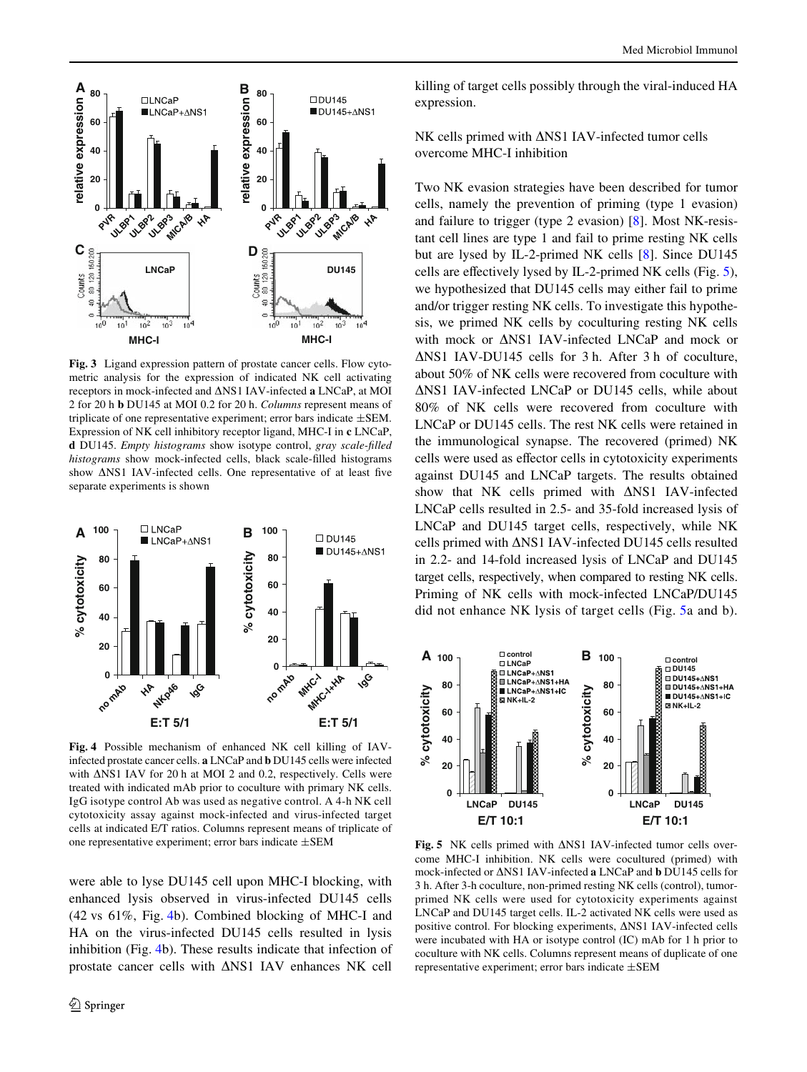Fig. 3 Ligand expression pattern of prostate cancer cells. Flow cytometric analysis for the expression of indicated NK cell activating receptors in mock-infected and ΔNS1 IAV-infected **a** LNCaP, at MOI 2 for 20 h **b** DU145 at MOI 0.2 for 20 h. *Columns* represent means of triplicate of one representative experiment; error bars indicate ±SEM. Expression of NK cell inhibitory receptor ligand, MHC-I in **c** LNCaP, **d** DU145. *Empty histograms* show isotype control, *gray scale-filled histograms* show mock-infected cells, black scale-filled histograms show ΔNS1 IAV-infected cells. One representative of at least five separate experiments is shown

Fig. 4 Possible mechanism of enhanced NK cell killing of IAV-infected prostate cancer cells. **a** LNCaP and **b** DU145 cells were infected with ΔNS1 IAV for 20 h at MOI 2 and 0.2, respectively. Cells were treated with indicated mAb prior to coculture with primary NK cells. IgG isotype control Ab was used as negative control. A 4-h NK cell cytotoxicity assay against mock-infected and virus-infected target cells at indicated E/T ratios. Columns represent means of triplicate of one representative experiment; error bars indicate ±SEM

were able to lyse DU145 cell upon MHC-I blocking, with enhanced lysis observed in virus-infected DU145 cells (42 vs 61%, Fig. 4b). Combined blocking of MHC-I and HA on the virus-infected DU145 cells resulted in lysis inhibition (Fig. 4b). These results indicate that infection of prostate cancer cells with ΔNS1 IAV enhances NK cell killing of target cells possibly through the viral-induced HA expression.

## NK cells primed with ΔNS1 IAV-infected tumor cells overcome MHC-I inhibition

Two NK evasion strategies have been described for tumor cells, namely the prevention of priming (type 1 evasion) and failure to trigger (type 2 evasion) [8]. Most NK-resistant cell lines are type 1 and fail to prime resting NK cells but are lysed by IL-2-primed NK cells [8]. Since DU145 cells are effectively lysed by IL-2-primed NK cells (Fig. 5), we hypothesized that DU145 cells may either fail to prime and/or trigger resting NK cells. To investigate this hypothesis, we primed NK cells by coculturing resting NK cells with mock or ΔNS1 IAV-infected LNCaP and mock or ΔNS1 IAV-DU145 cells for 3 h. After 3 h of coculture, about 50% of NK cells were recovered from coculture with ΔNS1 IAV-infected LNCaP or DU145 cells, while about 80% of NK cells were recovered from coculture with LNCaP or DU145 cells. The rest NK cells were retained in the immunological synapse. The recovered (primed) NK cells were used as effector cells in cytotoxicity experiments against DU145 and LNCaP targets. The results obtained show that NK cells primed with ΔNS1 IAV-infected LNCaP cells resulted in 2.5- and 35-fold increased lysis of LNCaP and DU145 target cells, respectively, while NK cells primed with ΔNS1 IAV-infected DU145 cells resulted in 2.2- and 14-fold increased lysis of LNCaP and DU145 target cells, respectively, when compared to resting NK cells. Priming of NK cells with mock-infected LNCaP/DU145 did not enhance NK lysis of target cells (Fig. 5a and b).

Fig. 5 NK cells primed with ΔNS1 IAV-infected tumor cells overcome MHC-I inhibition. NK cells were cocultured (primed) with mock-infected or ΔNS1 IAV-infected **a** LNCaP and **b** DU145 cells for 3 h. After 3-h coculture, non-primed resting NK cells (control), tumor-primed NK cells were used for cytotoxicity experiments against LNCaP and DU145 target cells. IL-2 activated NK cells were used as positive control. For blocking experiments, ΔNS1 IAV-infected cells were incubated with HA or isotype control (IC) mAb for 1 h prior to coculture with NK cells. Columns represent means of duplicate of one representative experiment; error bars indicate ±SEM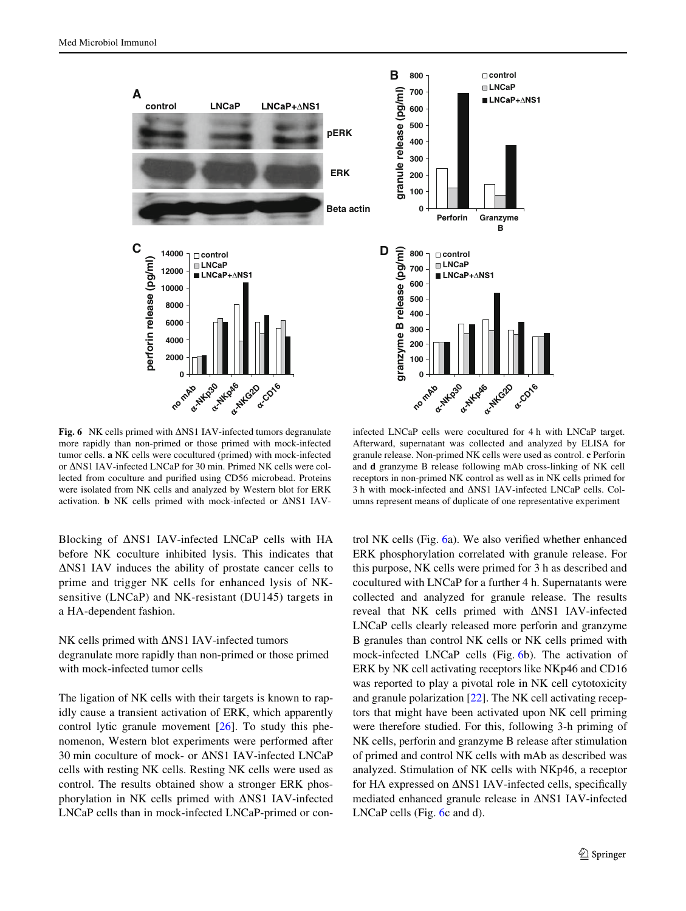**Fig. 6** NK cells primed with ΔNS1 IAV-infected tumors degranulate more rapidly than non-primed or those primed with mock-infected tumor cells. **a** NK cells were cocultured (primed) with mock-infected or ΔNS1 IAV-infected LNCaP for 30 min. Primed NK cells were collected from coculture and purified using CD56 microbead. Proteins were isolated from NK cells and analyzed by Western blot for ERK activation. **b** NK cells primed with mock-infected or ΔNS1 IAV-infected LNCaP cells were cocultured for 4 h with LNCaP target. Afterward, supernatant was collected and analyzed by ELISA for granule release. Non-primed NK cells were used as control. **c** Perforin and **d** granzyme B release following mAb cross-linking of NK cell receptors in non-primed NK control as well as in NK cells primed for 3 h with mock-infected and ΔNS1 IAV-infected LNCaP cells. Columns represent means of duplicate of one representative experiment

Blocking of ΔNS1 IAV-infected LNCaP cells with HA before NK coculture inhibited lysis. This indicates that ΔNS1 IAV induces the ability of prostate cancer cells to prime and trigger NK cells for enhanced lysis of NK-sensitive (LNCaP) and NK-resistant (DU145) targets in a HA-dependent fashion.

### NK cells primed with ΔNS1 IAV-infected tumors degranulate more rapidly than non-primed or those primed with mock-infected tumor cells

The ligation of NK cells with their targets is known to rapidly cause a transient activation of ERK, which apparently control lytic granule movement [26]. To study this phenomenon, Western blot experiments were performed after 30 min coculture of mock- or ΔNS1 IAV-infected LNCaP cells with resting NK cells. Resting NK cells were used as control. The results obtained show a stronger ERK phosphorylation in NK cells primed with ΔNS1 IAV-infected LNCaP cells than in mock-infected LNCaP-primed or control NK cells (Fig. 6a). We also verified whether enhanced ERK phosphorylation correlated with granule release. For this purpose, NK cells were primed for 3 h as described and cocultured with LNCaP for a further 4 h. Supernatants were collected and analyzed for granule release. The results reveal that NK cells primed with ΔNS1 IAV-infected LNCaP cells clearly released more perforin and granzyme B granules than control NK cells or NK cells primed with mock-infected LNCaP cells (Fig. 6b). The activation of ERK by NK cell activating receptors like NKp46 and CD16 was reported to play a pivotal role in NK cell cytotoxicity and granule polarization [22]. The NK cell activating receptors that might have been activated upon NK cell priming were therefore studied. For this, following 3-h priming of NK cells, perforin and granzyme B release after stimulation of primed and control NK cells with mAb as described was analyzed. Stimulation of NK cells with NKp46, a receptor for HA expressed on ΔNS1 IAV-infected cells, specifically mediated enhanced granule release in ΔNS1 IAV-infected LNCaP cells (Fig. 6c and d).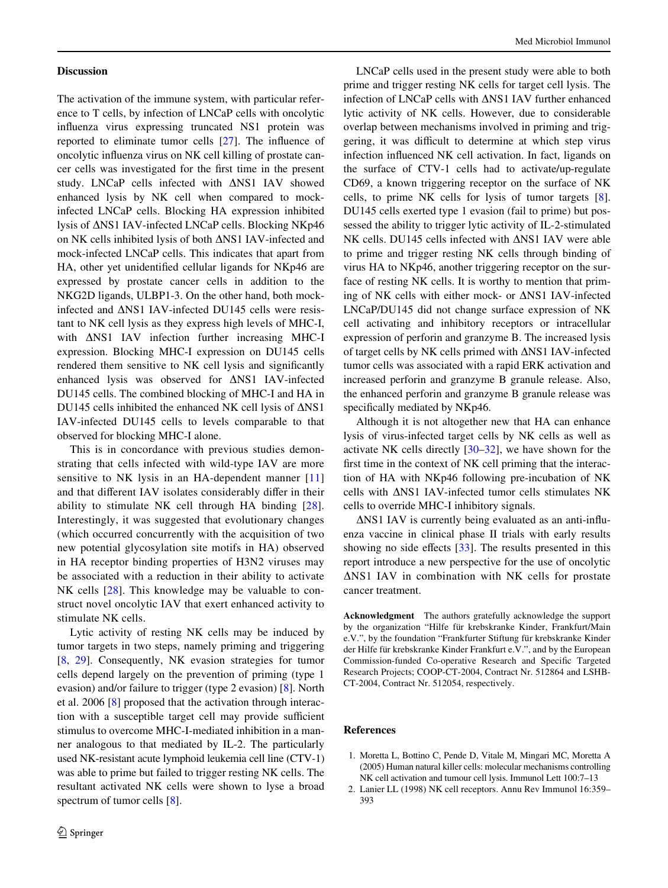## Discussion

The activation of the immune system, with particular reference to T cells, by infection of LNCaP cells with oncolytic influenza virus expressing truncated NS1 protein was reported to eliminate tumor cells [27]. The influence of oncolytic influenza virus on NK cell killing of prostate cancer cells was investigated for the first time in the present study. LNCaP cells infected with ΔNS1 IAV showed enhanced lysis by NK cell when compared to mock-infected LNCaP cells. Blocking HA expression inhibited lysis of ΔNS1 IAV-infected LNCaP cells. Blocking NKp46 on NK cells inhibited lysis of both ΔNS1 IAV-infected and mock-infected LNCaP cells. This indicates that apart from HA, other yet unidentified cellular ligands for NKp46 are expressed by prostate cancer cells in addition to the NKG2D ligands, ULBP1-3. On the other hand, both mock-infected and ΔNS1 IAV-infected DU145 cells were resistant to NK cell lysis as they express high levels of MHC-I, with ΔNS1 IAV infection further increasing MHC-I expression. Blocking MHC-I expression on DU145 cells rendered them sensitive to NK cell lysis and significantly enhanced lysis was observed for ΔNS1 IAV-infected DU145 cells. The combined blocking of MHC-I and HA in DU145 cells inhibited the enhanced NK cell lysis of ΔNS1 IAV-infected DU145 cells to levels comparable to that observed for blocking MHC-I alone.

This is in concordance with previous studies demonstrating that cells infected with wild-type IAV are more sensitive to NK lysis in an HA-dependent manner [11] and that different IAV isolates considerably differ in their ability to stimulate NK cell through HA binding [28]. Interestingly, it was suggested that evolutionary changes (which occurred concurrently with the acquisition of two new potential glycosylation site motifs in HA) observed in HA receptor binding properties of H3N2 viruses may be associated with a reduction in their ability to activate NK cells [28]. This knowledge may be valuable to construct novel oncolytic IAV that exert enhanced activity to stimulate NK cells.

Lytic activity of resting NK cells may be induced by tumor targets in two steps, namely priming and triggering [8, 29]. Consequently, NK evasion strategies for tumor cells depend largely on the prevention of priming (type 1 evasion) and/or failure to trigger (type 2 evasion) [8]. North et al. 2006 [8] proposed that the activation through interaction with a susceptible target cell may provide sufficient stimulus to overcome MHC-I-mediated inhibition in a manner analogous to that mediated by IL-2. The particularly used NK-resistant acute lymphoid leukemia cell line (CTV-1) was able to prime but failed to trigger resting NK cells. The resultant activated NK cells were shown to lyse a broad spectrum of tumor cells [8].

LNCaP cells used in the present study were able to both prime and trigger resting NK cells for target cell lysis. The infection of LNCaP cells with ΔNS1 IAV further enhanced lytic activity of NK cells. However, due to considerable overlap between mechanisms involved in priming and triggering, it was difficult to determine at which step virus infection influenced NK cell activation. In fact, ligands on the surface of CTV-1 cells had to activate/up-regulate CD69, a known triggering receptor on the surface of NK cells, to prime NK cells for lysis of tumor targets [8]. DU145 cells exerted type 1 evasion (fail to prime) but possessed the ability to trigger lytic activity of IL-2-stimulated NK cells. DU145 cells infected with ΔNS1 IAV were able to prime and trigger resting NK cells through binding of virus HA to NKp46, another triggering receptor on the surface of resting NK cells. It is worthy to mention that priming of NK cells with either mock- or ΔNS1 IAV-infected LNCaP/DU145 did not change surface expression of NK cell activating and inhibitory receptors or intracellular expression of perforin and granzyme B. The increased lysis of target cells by NK cells primed with ΔNS1 IAV-infected tumor cells was associated with a rapid ERK activation and increased perforin and granzyme B granule release. Also, the enhanced perforin and granzyme B granule release was specifically mediated by NKp46.

Although it is not altogether new that HA can enhance lysis of virus-infected target cells by NK cells as well as activate NK cells directly [30–32], we have shown for the first time in the context of NK cell priming that the interaction of HA with NKp46 following pre-incubation of NK cells with ΔNS1 IAV-infected tumor cells stimulates NK cells to override MHC-I inhibitory signals.

ΔNS1 IAV is currently being evaluated as an anti-influenza vaccine in clinical phase II trials with early results showing no side effects [33]. The results presented in this report introduce a new perspective for the use of oncolytic ΔNS1 IAV in combination with NK cells for prostate cancer treatment.

**Acknowledgment** The authors gratefully acknowledge the support by the organization "Hilfe für krebskranke Kinder, Frankfurt/Main e.V.", by the foundation "Frankfurter Stiftung für krebskranke Kinder der Hilfe für krebskranke Kinder Frankfurt e.V.", and by the European Commission-funded Co-operative Research and Specific Targeted Research Projects; COOP-CT-2004, Contract Nr. 512864 and LSHB-CT-2004, Contract Nr. 512054, respectively.

## References

1. Moretta L, Bottino C, Pende D, Vitale M, Mingari MC, Moretta A (2005) Human natural killer cells: molecular mechanisms controlling NK cell activation and tumour cell lysis. Immunol Lett 100:7–13
2. Lanier LL (1998) NK cell receptors. Annu Rev Immunol 16:359–393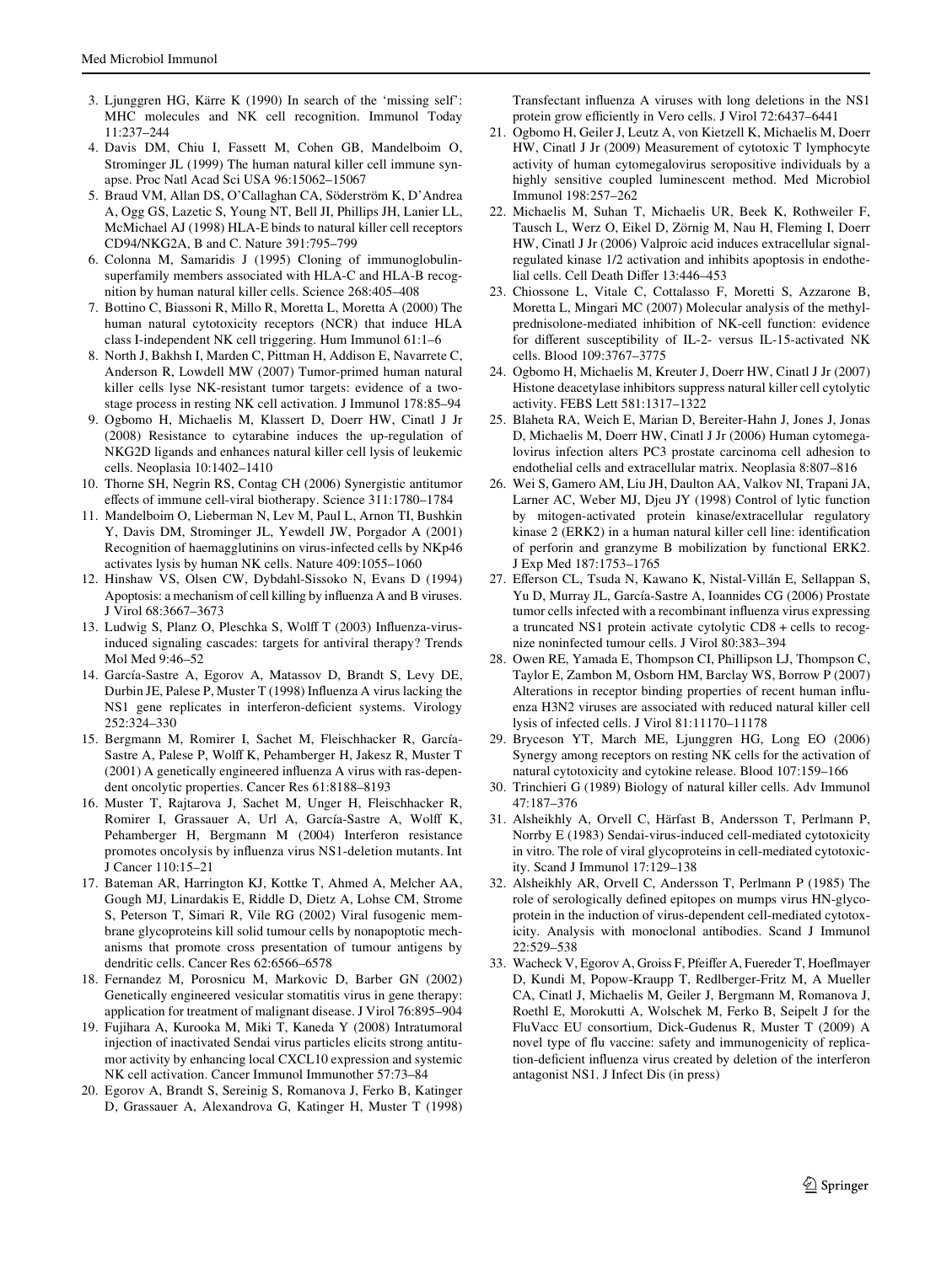3. Ljunggren HG, Kärre K (1990) In search of the 'missing self': MHC molecules and NK cell recognition. Immunol Today 11:237–244
4. Davis DM, Chiu I, Fassett M, Cohen GB, Mandelboim O, Strominger JL (1999) The human natural killer cell immune synapse. Proc Natl Acad Sci USA 96:15062–15067
5. Braud VM, Allan DS, O'Callaghan CA, Söderström K, D'Andrea A, Ogg GS, Lazetic S, Young NT, Bell JI, Phillips JH, Lanier LL, McMichael AJ (1998) HLA-E binds to natural killer cell receptors CD94/NKG2A, B and C. Nature 391:795–799
6. Colonna M, Samaridis J (1995) Cloning of immunoglobulin-superfamily members associated with HLA-C and HLA-B recognition by human natural killer cells. Science 268:405–408
7. Bottino C, Biassoni R, Millo R, Moretta L, Moretta A (2000) The human natural cytotoxicity receptors (NCR) that induce HLA class I-independent NK cell triggering. Hum Immunol 61:1–6
8. North J, Bakhsh I, Marden C, Pittman H, Addison E, Navarrete C, Anderson R, Lowdell MW (2007) Tumor-primed human natural killer cells lyse NK-resistant tumor targets: evidence of a two-stage process in resting NK cell activation. J Immunol 178:85–94
9. Ogbomo H, Michaelis M, Klassert D, Doerr HW, Cinatl J Jr (2008) Resistance to cytarabine induces the up-regulation of NKG2D ligands and enhances natural killer cell lysis of leukemic cells. Neoplasia 10:1402–1410
10. Thorne SH, Negrin RS, Contag CH (2006) Synergistic antitumor effects of immune cell-viral biotherapy. Science 311:1780–1784
11. Mandelboim O, Lieberman N, Lev M, Paul L, Arnon TI, Bushkin Y, Davis DM, Strominger JL, Yewdell JW, Porgador A (2001) Recognition of haemagglutinins on virus-infected cells by NKp46 activates lysis by human NK cells. Nature 409:1055–1060
12. Hinshaw VS, Olsen CW, Dybdahl-Sissoko N, Evans D (1994) Apoptosis: a mechanism of cell killing by influenza A and B viruses. J Virol 68:3667–3673
13. Ludwig S, Planz O, Pleschka S, Wolff T (2003) Influenza-virus-induced signaling cascades: targets for antiviral therapy? Trends Mol Med 9:46–52
14. García-Sastre A, Egorov A, Matassov D, Brandt S, Levy DE, Durbin JE, Palese P, Muster T (1998) Influenza A virus lacking the NS1 gene replicates in interferon-deficient systems. Virology 252:324–330
15. Bergmann M, Romirer I, Sachet M, Fleischhacker R, García-Sastre A, Palese P, Wolff K, Pehamberger H, Jakesz R, Muster T (2001) A genetically engineered influenza A virus with ras-dependent oncolytic properties. Cancer Res 61:8188–8193
16. Muster T, Rajtarova J, Sachet M, Unger H, Fleischhacker R, Romirer I, Grassauer A, Url A, García-Sastre A, Wolff K, Pehamberger H, Bergmann M (2004) Interferon resistance promotes oncolysis by influenza virus NS1-deletion mutants. Int J Cancer 110:15–21
17. Bateman AR, Harrington KJ, Kottke T, Ahmed A, Melcher AA, Gough MJ, Linardakis E, Riddle D, Dietz A, Lohse CM, Strome S, Peterson T, Simari R, Vile RG (2002) Viral fusogenic membrane glycoproteins kill solid tumour cells by nonapoptotic mechanisms that promote cross presentation of tumour antigens by dendritic cells. Cancer Res 62:6566–6578
18. Fernandez M, Porosnicu M, Markovic D, Barber GN (2002) Genetically engineered vesicular stomatitis virus in gene therapy: application for treatment of malignant disease. J Virol 76:895–904
19. Fujihara A, Kurooka M, Miki T, Kaneda Y (2008) Intratumoral injection of inactivated Sendai virus particles elicits strong antitumor activity by enhancing local CXCL10 expression and systemic NK cell activation. Cancer Immunol Immunother 57:73–84
20. Egorov A, Brandt S, Sereinig S, Romanova J, Ferko B, Katinger D, Grassauer A, Alexandrova G, Katinger H, Muster T (1998) Transfectant influenza A viruses with long deletions in the NS1 protein grow efficiently in Vero cells. J Virol 72:6437–6441
21. Ogbomo H, Geiler J, Leutz A, von Kietzell K, Michaelis M, Doerr HW, Cinatl J Jr (2009) Measurement of cytotoxic T lymphocyte activity of human cytomegalovirus seropositive individuals by a highly sensitive coupled luminescent method. Med Microbiol Immunol 198:257–262
22. Michaelis M, Suhan T, Michaelis UR, Beek K, Rothweiler F, Tausch L, Werz O, Eikel D, Zörnig M, Nau H, Fleming I, Doerr HW, Cinatl J Jr (2006) Valproic acid induces extracellular signal-regulated kinase 1/2 activation and inhibits apoptosis in endothelial cells. Cell Death Differ 13:446–453
23. Chiossone L, Vitale C, Cottalasso F, Moretti S, Azzarone B, Moretta L, Mingari MC (2007) Molecular analysis of the methylprednisolone-mediated inhibition of NK-cell function: evidence for different susceptibility of IL-2- versus IL-15-activated NK cells. Blood 109:3767–3775
24. Ogbomo H, Michaelis M, Kreuter J, Doerr HW, Cinatl J Jr (2007) Histone deacetylase inhibitors suppress natural killer cell cytolytic activity. FEBS Lett 581:1317–1322
25. Blaheta RA, Weich E, Marian D, Bereiter-Hahn J, Jones J, Jonas D, Michaelis M, Doerr HW, Cinatl J Jr (2006) Human cytomegalovirus infection alters PC3 prostate carcinoma cell adhesion to endothelial cells and extracellular matrix. Neoplasia 8:807–816
26. Wei S, Gamero AM, Liu JH, Daulton AA, Valkov NI, Trapani JA, Larner AC, Weber MJ, Djeu JY (1998) Control of lytic function by mitogen-activated protein kinase/extracellular regulatory kinase 2 (ERK2) in a human natural killer cell line: identification of perforin and granzyme B mobilization by functional ERK2. J Exp Med 187:1753–1765
27. Efferson CL, Tsuda N, Kawano K, Nistal-Villán E, Sellappan S, Yu D, Murray JL, García-Sastre A, Ioannides CG (2006) Prostate tumor cells infected with a recombinant influenza virus expressing a truncated NS1 protein activate cytolytic CD8 + cells to recognize noninfected tumour cells. J Virol 80:383–394
28. Owen RE, Yamada E, Thompson CI, Phillipson LJ, Thompson C, Taylor E, Zambon M, Osborn HM, Barclay WS, Borrow P (2007) Alterations in receptor binding properties of recent human influenza H3N2 viruses are associated with reduced natural killer cell lysis of infected cells. J Virol 81:11170–11178
29. Bryceson YT, March ME, Ljunggren HG, Long EO (2006) Synergy among receptors on resting NK cells for the activation of natural cytotoxicity and cytokine release. Blood 107:159–166
30. Trinchieri G (1989) Biology of natural killer cells. Adv Immunol 47:187–376
31. Alsheikhly A, Orvell C, Härfast B, Andersson T, Perlmann P, Norrby E (1983) Sendai-virus-induced cell-mediated cytotoxicity in vitro. The role of viral glycoproteins in cell-mediated cytotoxicity. Scand J Immunol 17:129–138
32. Alsheikhly AR, Orvell C, Andersson T, Perlmann P (1985) The role of serologically defined epitopes on mumps virus HN-glycoprotein in the induction of virus-dependent cell-mediated cytotoxicity. Analysis with monoclonal antibodies. Scand J Immunol 22:529–538
33. Wacheck V, Egorov A, Groiss F, Pfeiffer A, Fuereder T, Hoeflmayer D, Kundi M, Popow-Kraupp T, Redlberger-Fritz M, A Mueller CA, Cinatl J, Michaelis M, Geiler J, Bergmann M, Romanova J, Roethl E, Morokutti A, Wolschek M, Ferko B, Seipelt J for the FluVacc EU consortium, Dick-Gudenus R, Muster T (2009) A novel type of flu vaccine: safety and immunogenicity of replication-deficient influenza virus created by deletion of the interferon antagonist NS1. J Infect Dis (in press)